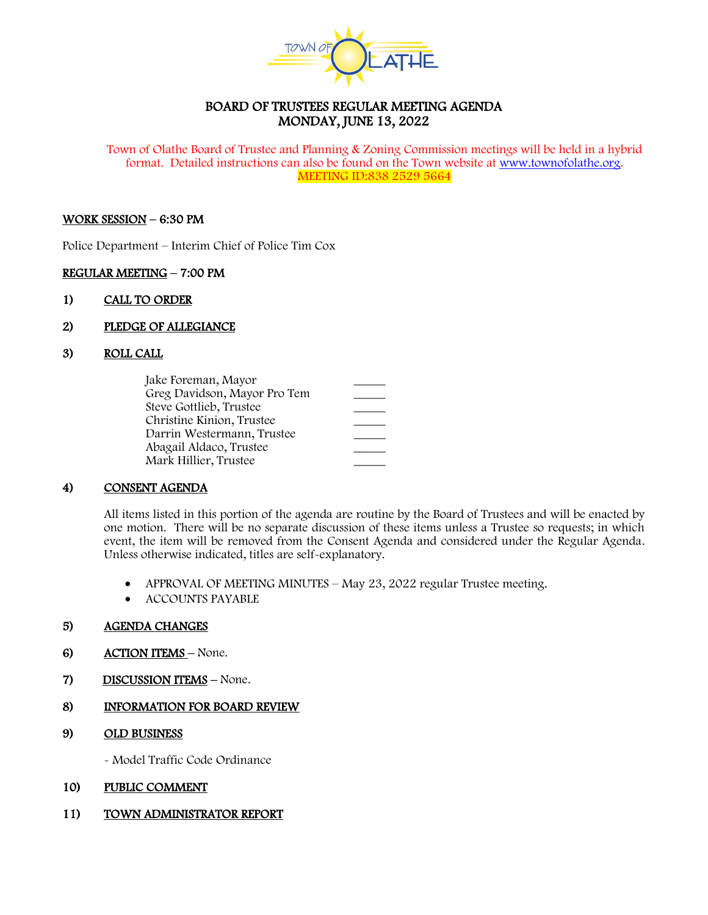TOWN OF OLATHE

# BOARD OF TRUSTEES REGULAR MEETING AGENDA
## MONDAY, JUNE 13, 2022

Town of Olathe Board of Trustee and Planning & Zoning Commission meetings will be held in a hybrid format. Detailed instructions can also be found on the Town website at www.townofolathe.org.
MEETING ID:838 2529 5664

**WORK SESSION** – 6:30 PM

Police Department – Interim Chief of Police Tim Cox

**REGULAR MEETING** – 7:00 PM

1) **CALL TO ORDER**

2) **PLEDGE OF ALLEGIANCE**

3) **ROLL CALL**

| | |
|---|---|
| Jake Foreman, Mayor | _____ |
| Greg Davidson, Mayor Pro Tem | _____ |
| Steve Gottlieb, Trustee | _____ |
| Christine Kinion, Trustee | _____ |
| Darrin Westermann, Trustee | _____ |
| Abagail Aldaco, Trustee | _____ |
| Mark Hillier, Trustee | _____ |

4) **CONSENT AGENDA**

All items listed in this portion of the agenda are routine by the Board of Trustees and will be enacted by one motion. There will be no separate discussion of these items unless a Trustee so requests; in which event, the item will be removed from the Consent Agenda and considered under the Regular Agenda. Unless otherwise indicated, titles are self-explanatory.

- APPROVAL OF MEETING MINUTES – May 23, 2022 regular Trustee meeting.
- ACCOUNTS PAYABLE

5) **AGENDA CHANGES**

6) **ACTION ITEMS** – None.

7) **DISCUSSION ITEMS** – None.

8) **INFORMATION FOR BOARD REVIEW**

9) **OLD BUSINESS**

- Model Traffic Code Ordinance

10) **PUBLIC COMMENT**

11) **TOWN ADMINISTRATOR REPORT**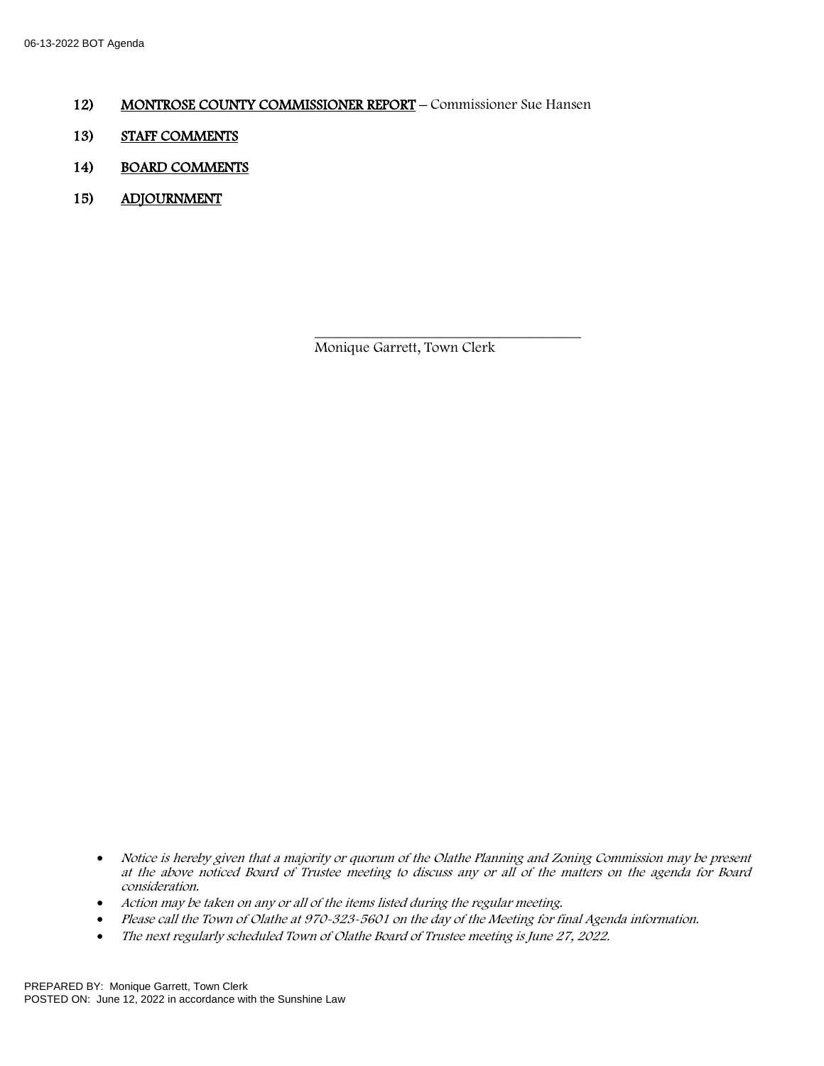12) **MONTROSE COUNTY COMMISSIONER REPORT** – Commissioner Sue Hansen

13) **STAFF COMMENTS**

14) **BOARD COMMENTS**

15) **ADJOURNMENT**

\_\_\_\_\_\_\_\_\_\_\_\_\_\_\_\_\_\_\_\_\_\_\_\_\_\_\_\_\_\_\_\_\_\_\_\_\_\_\_\_

Monique Garrett, Town Clerk

- *Notice is hereby given that a majority or quorum of the Olathe Planning and Zoning Commission may be present at the above noticed Board of Trustee meeting to discuss any or all of the matters on the agenda for Board consideration.*
- *Action may be taken on any or all of the items listed during the regular meeting.*
- *Please call the Town of Olathe at 970-323-5601 on the day of the Meeting for final Agenda information.*
- *The next regularly scheduled Town of Olathe Board of Trustee meeting is June 27, 2022.*

PREPARED BY: Monique Garrett, Town Clerk
POSTED ON: June 12, 2022 in accordance with the Sunshine Law